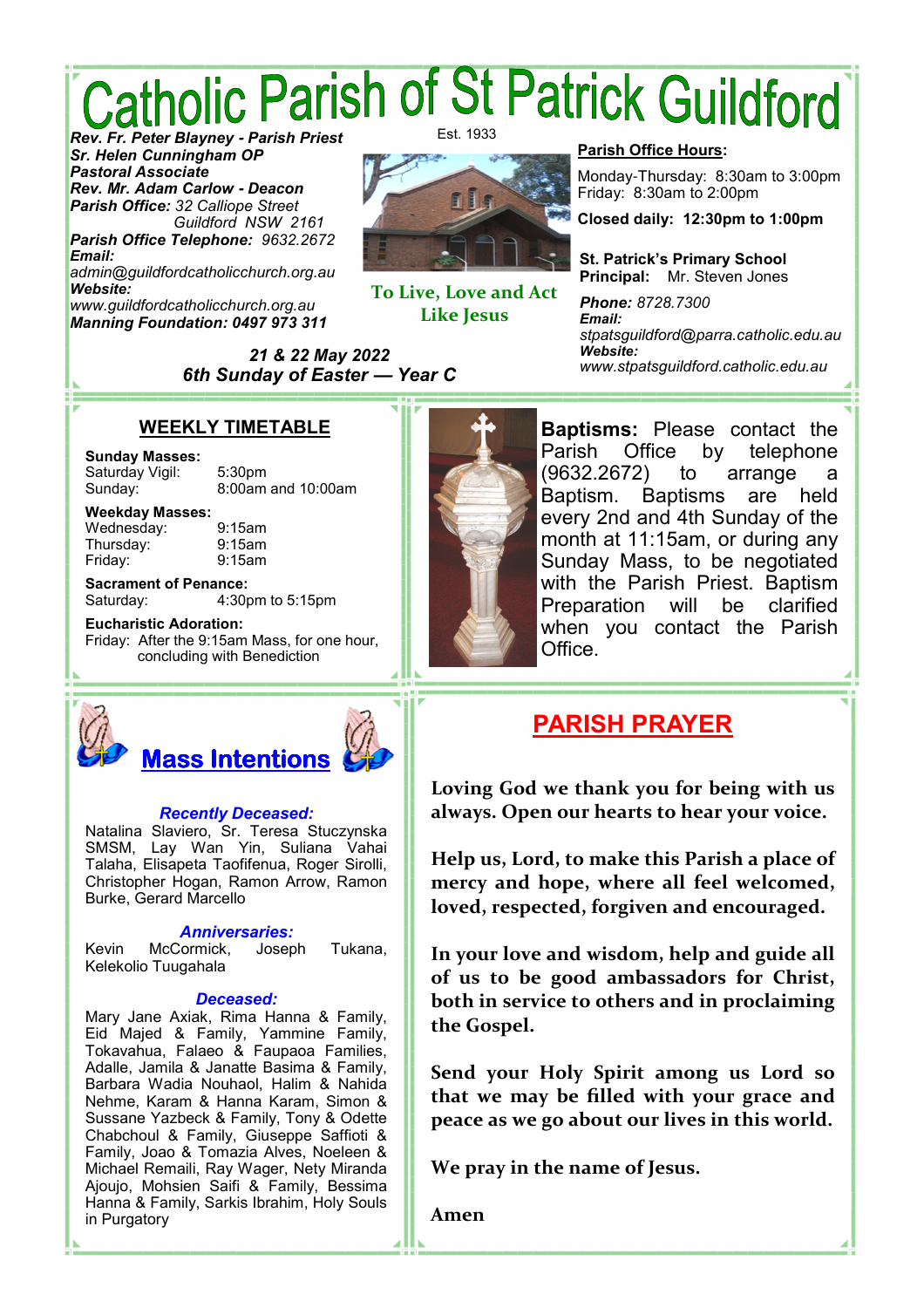# Catholic Parish of St Patrick Guildford

Est. 1933

***Rev. Fr. Peter Blayney - Parish Priest***
***Sr. Helen Cunningham OP***
***Pastoral Associate***
***Rev. Mr. Adam Carlow - Deacon***
***Parish Office:*** *32 Calliope Street*
*Guildford NSW 2161*
***Parish Office Telephone:*** *9632.2672*
***Email:***
*admin@guildfordcatholicchurch.org.au*
***Website:***
*www.guildfordcatholicchurch.org.au*
***Manning Foundation: 0497 973 311***

**To Live, Love and Act Like Jesus**

**Parish Office Hours:**

Monday-Thursday: 8:30am to 3:00pm
Friday: 8:30am to 2:00pm

**Closed daily: 12:30pm to 1:00pm**

**St. Patrick's Primary School**
**Principal:** Mr. Steven Jones

***Phone:*** *8728.7300*
***Email:***
*stpatsguildford@parra.catholic.edu.au*
***Website:***
*www.stpatsguildford.catholic.edu.au*

***21 & 22 May 2022***
***6th Sunday of Easter — Year C***

## WEEKLY TIMETABLE

**Sunday Masses:**
Saturday Vigil: 5:30pm
Sunday: 8:00am and 10:00am

**Weekday Masses:**
Wednesday: 9:15am
Thursday: 9:15am
Friday: 9:15am

**Sacrament of Penance:**
Saturday: 4:30pm to 5:15pm

**Eucharistic Adoration:**
Friday: After the 9:15am Mass, for one hour, concluding with Benediction

**Baptisms:** Please contact the Parish Office by telephone (9632.2672) to arrange a Baptism. Baptisms are held every 2nd and 4th Sunday of the month at 11:15am, or during any Sunday Mass, to be negotiated with the Parish Priest. Baptism Preparation will be clarified when you contact the Parish Office.

## Mass Intentions

***Recently Deceased:***
Natalina Slaviero, Sr. Teresa Stuczynska SMSM, Lay Wan Yin, Suliana Vahai Talaha, Elisapeta Taofifenua, Roger Sirolli, Christopher Hogan, Ramon Arrow, Ramon Burke, Gerard Marcello

***Anniversaries:***
Kevin McCormick, Joseph Tukana, Kelekolio Tuugahala

***Deceased:***
Mary Jane Axiak, Rima Hanna & Family, Eid Majed & Family, Yammine Family, Tokavahua, Falaeo & Faupaoa Families, Adalle, Jamila & Janatte Basima & Family, Barbara Wadia Nouhaol, Halim & Nahida Nehme, Karam & Hanna Karam, Simon & Sussane Yazbeck & Family, Tony & Odette Chabchoul & Family, Giuseppe Saffioti & Family, Joao & Tomazia Alves, Noeleen & Michael Remaili, Ray Wager, Nety Miranda Ajoujo, Mohsien Saifi & Family, Bessima Hanna & Family, Sarkis Ibrahim, Holy Souls in Purgatory

## PARISH PRAYER

**Loving God we thank you for being with us always. Open our hearts to hear your voice.**

**Help us, Lord, to make this Parish a place of mercy and hope, where all feel welcomed, loved, respected, forgiven and encouraged.**

**In your love and wisdom, help and guide all of us to be good ambassadors for Christ, both in service to others and in proclaiming the Gospel.**

**Send your Holy Spirit among us Lord so that we may be filled with your grace and peace as we go about our lives in this world.**

**We pray in the name of Jesus.**

**Amen**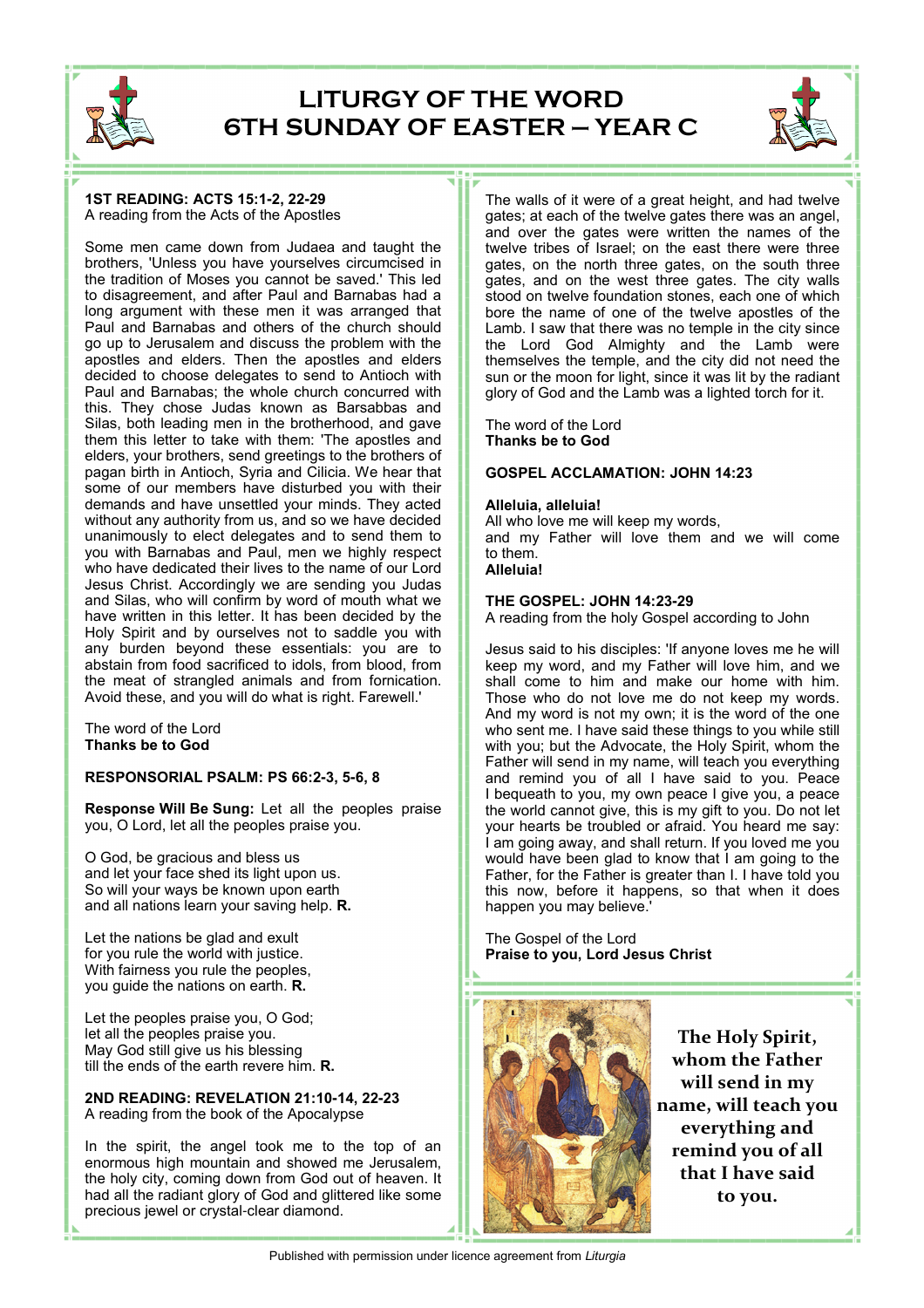# LITURGY OF THE WORD
# 6TH SUNDAY OF EASTER – YEAR C

**1ST READING: ACTS 15:1-2, 22-29**
A reading from the Acts of the Apostles

Some men came down from Judaea and taught the brothers, 'Unless you have yourselves circumcised in the tradition of Moses you cannot be saved.' This led to disagreement, and after Paul and Barnabas had a long argument with these men it was arranged that Paul and Barnabas and others of the church should go up to Jerusalem and discuss the problem with the apostles and elders. Then the apostles and elders decided to choose delegates to send to Antioch with Paul and Barnabas; the whole church concurred with this. They chose Judas known as Barsabbas and Silas, both leading men in the brotherhood, and gave them this letter to take with them: 'The apostles and elders, your brothers, send greetings to the brothers of pagan birth in Antioch, Syria and Cilicia. We hear that some of our members have disturbed you with their demands and have unsettled your minds. They acted without any authority from us, and so we have decided unanimously to elect delegates and to send them to you with Barnabas and Paul, men we highly respect who have dedicated their lives to the name of our Lord Jesus Christ. Accordingly we are sending you Judas and Silas, who will confirm by word of mouth what we have written in this letter. It has been decided by the Holy Spirit and by ourselves not to saddle you with any burden beyond these essentials: you are to abstain from food sacrificed to idols, from blood, from the meat of strangled animals and from fornication. Avoid these, and you will do what is right. Farewell.'

The word of the Lord
**Thanks be to God**

**RESPONSORIAL PSALM: PS 66:2-3, 5-6, 8**

**Response Will Be Sung:** Let all the peoples praise you, O Lord, let all the peoples praise you.

O God, be gracious and bless us
and let your face shed its light upon us.
So will your ways be known upon earth
and all nations learn your saving help. **R.**

Let the nations be glad and exult
for you rule the world with justice.
With fairness you rule the peoples,
you guide the nations on earth. **R.**

Let the peoples praise you, O God;
let all the peoples praise you.
May God still give us his blessing
till the ends of the earth revere him. **R.**

**2ND READING: REVELATION 21:10-14, 22-23**
A reading from the book of the Apocalypse

In the spirit, the angel took me to the top of an enormous high mountain and showed me Jerusalem, the holy city, coming down from God out of heaven. It had all the radiant glory of God and glittered like some precious jewel or crystal-clear diamond. The walls of it were of a great height, and had twelve gates; at each of the twelve gates there was an angel, and over the gates were written the names of the twelve tribes of Israel; on the east there were three gates, on the north three gates, on the south three gates, and on the west three gates. The city walls stood on twelve foundation stones, each one of which bore the name of one of the twelve apostles of the Lamb. I saw that there was no temple in the city since the Lord God Almighty and the Lamb were themselves the temple, and the city did not need the sun or the moon for light, since it was lit by the radiant glory of God and the Lamb was a lighted torch for it.

The word of the Lord
**Thanks be to God**

**GOSPEL ACCLAMATION: JOHN 14:23**

**Alleluia, alleluia!**
All who love me will keep my words,
and my Father will love them and we will come to them.
**Alleluia!**

**THE GOSPEL: JOHN 14:23-29**
A reading from the holy Gospel according to John

Jesus said to his disciples: 'If anyone loves me he will keep my word, and my Father will love him, and we shall come to him and make our home with him. Those who do not love me do not keep my words. And my word is not my own; it is the word of the one who sent me. I have said these things to you while still with you; but the Advocate, the Holy Spirit, whom the Father will send in my name, will teach you everything and remind you of all I have said to you. Peace I bequeath to you, my own peace I give you, a peace the world cannot give, this is my gift to you. Do not let your hearts be troubled or afraid. You heard me say: I am going away, and shall return. If you loved me you would have been glad to know that I am going to the Father, for the Father is greater than I. I have told you this now, before it happens, so that when it does happen you may believe.'

The Gospel of the Lord
**Praise to you, Lord Jesus Christ**

**The Holy Spirit, whom the Father will send in my name, will teach you everything and remind you of all that I have said to you.**

Published with permission under licence agreement from *Liturgia*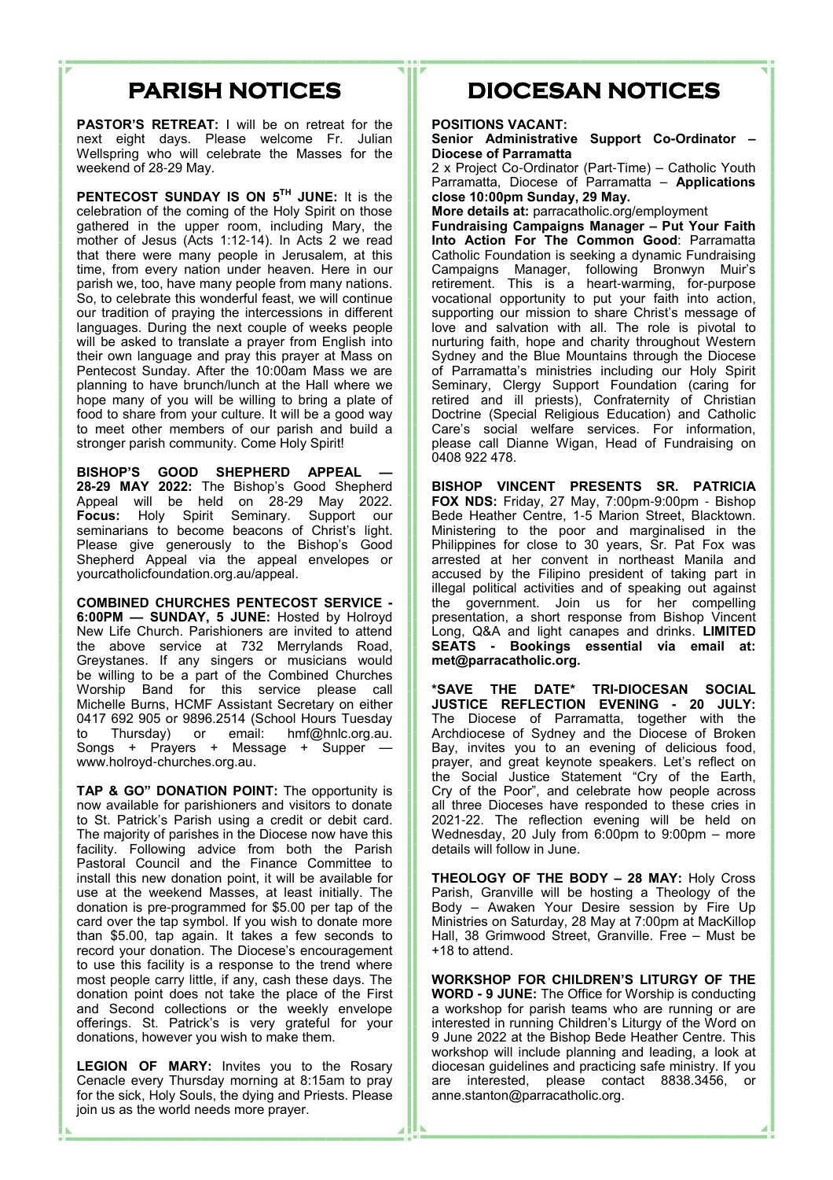# PARISH NOTICES

**PASTOR'S RETREAT:** I will be on retreat for the next eight days. Please welcome Fr. Julian Wellspring who will celebrate the Masses for the weekend of 28-29 May.

**PENTECOST SUNDAY IS ON 5TH JUNE:** It is the celebration of the coming of the Holy Spirit on those gathered in the upper room, including Mary, the mother of Jesus (Acts 1:12-14). In Acts 2 we read that there were many people in Jerusalem, at this time, from every nation under heaven. Here in our parish we, too, have many people from many nations. So, to celebrate this wonderful feast, we will continue our tradition of praying the intercessions in different languages. During the next couple of weeks people will be asked to translate a prayer from English into their own language and pray this prayer at Mass on Pentecost Sunday. After the 10:00am Mass we are planning to have brunch/lunch at the Hall where we hope many of you will be willing to bring a plate of food to share from your culture. It will be a good way to meet other members of our parish and build a stronger parish community. Come Holy Spirit!

**BISHOP'S GOOD SHEPHERD APPEAL — 28-29 MAY 2022:** The Bishop's Good Shepherd Appeal will be held on 28-29 May 2022. **Focus:** Holy Spirit Seminary. Support our seminarians to become beacons of Christ's light. Please give generously to the Bishop's Good Shepherd Appeal via the appeal envelopes or yourcatholicfoundation.org.au/appeal.

**COMBINED CHURCHES PENTECOST SERVICE - 6:00PM — SUNDAY, 5 JUNE:** Hosted by Holroyd New Life Church. Parishioners are invited to attend the above service at 732 Merrylands Road, Greystanes. If any singers or musicians would be willing to be a part of the Combined Churches Worship Band for this service please call Michelle Burns, HCMF Assistant Secretary on either 0417 692 905 or 9896.2514 (School Hours Tuesday to Thursday) or email: hmf@hnlc.org.au. Songs + Prayers + Message + Supper — www.holroyd-churches.org.au.

**TAP & GO" DONATION POINT:** The opportunity is now available for parishioners and visitors to donate to St. Patrick's Parish using a credit or debit card. The majority of parishes in the Diocese now have this facility. Following advice from both the Parish Pastoral Council and the Finance Committee to install this new donation point, it will be available for use at the weekend Masses, at least initially. The donation is pre-programmed for $5.00 per tap of the card over the tap symbol. If you wish to donate more than $5.00, tap again. It takes a few seconds to record your donation. The Diocese's encouragement to use this facility is a response to the trend where most people carry little, if any, cash these days. The donation point does not take the place of the First and Second collections or the weekly envelope offerings. St. Patrick's is very grateful for your donations, however you wish to make them.

**LEGION OF MARY:** Invites you to the Rosary Cenacle every Thursday morning at 8:15am to pray for the sick, Holy Souls, the dying and Priests. Please join us as the world needs more prayer.

# DIOCESAN NOTICES

**POSITIONS VACANT:**
**Senior Administrative Support Co-Ordinator – Diocese of Parramatta**
2 x Project Co-Ordinator (Part-Time) – Catholic Youth Parramatta, Diocese of Parramatta – **Applications close 10:00pm Sunday, 29 May.**
**More details at:** parracatholic.org/employment
**Fundraising Campaigns Manager – Put Your Faith Into Action For The Common Good**: Parramatta Catholic Foundation is seeking a dynamic Fundraising Campaigns Manager, following Bronwyn Muir's retirement. This is a heart-warming, for-purpose vocational opportunity to put your faith into action, supporting our mission to share Christ's message of love and salvation with all. The role is pivotal to nurturing faith, hope and charity throughout Western Sydney and the Blue Mountains through the Diocese of Parramatta's ministries including our Holy Spirit Seminary, Clergy Support Foundation (caring for retired and ill priests), Confraternity of Christian Doctrine (Special Religious Education) and Catholic Care's social welfare services. For information, please call Dianne Wigan, Head of Fundraising on 0408 922 478.

**BISHOP VINCENT PRESENTS SR. PATRICIA FOX NDS:** Friday, 27 May, 7:00pm-9:00pm - Bishop Bede Heather Centre, 1-5 Marion Street, Blacktown. Ministering to the poor and marginalised in the Philippines for close to 30 years, Sr. Pat Fox was arrested at her convent in northeast Manila and accused by the Filipino president of taking part in illegal political activities and of speaking out against the government. Join us for her compelling presentation, a short response from Bishop Vincent Long, Q&A and light canapes and drinks. **LIMITED SEATS - Bookings essential via email at: met@parracatholic.org.**

***SAVE THE DATE* TRI-DIOCESAN SOCIAL JUSTICE REFLECTION EVENING - 20 JULY:** The Diocese of Parramatta, together with the Archdiocese of Sydney and the Diocese of Broken Bay, invites you to an evening of delicious food, prayer, and great keynote speakers. Let's reflect on the Social Justice Statement "Cry of the Earth, Cry of the Poor", and celebrate how people across all three Dioceses have responded to these cries in 2021-22. The reflection evening will be held on Wednesday, 20 July from 6:00pm to 9:00pm – more details will follow in June.

**THEOLOGY OF THE BODY – 28 MAY:** Holy Cross Parish, Granville will be hosting a Theology of the Body – Awaken Your Desire session by Fire Up Ministries on Saturday, 28 May at 7:00pm at MacKillop Hall, 38 Grimwood Street, Granville. Free – Must be +18 to attend.

**WORKSHOP FOR CHILDREN'S LITURGY OF THE WORD - 9 JUNE:** The Office for Worship is conducting a workshop for parish teams who are running or are interested in running Children's Liturgy of the Word on 9 June 2022 at the Bishop Bede Heather Centre. This workshop will include planning and leading, a look at diocesan guidelines and practicing safe ministry. If you are interested, please contact 8838.3456, or anne.stanton@parracatholic.org.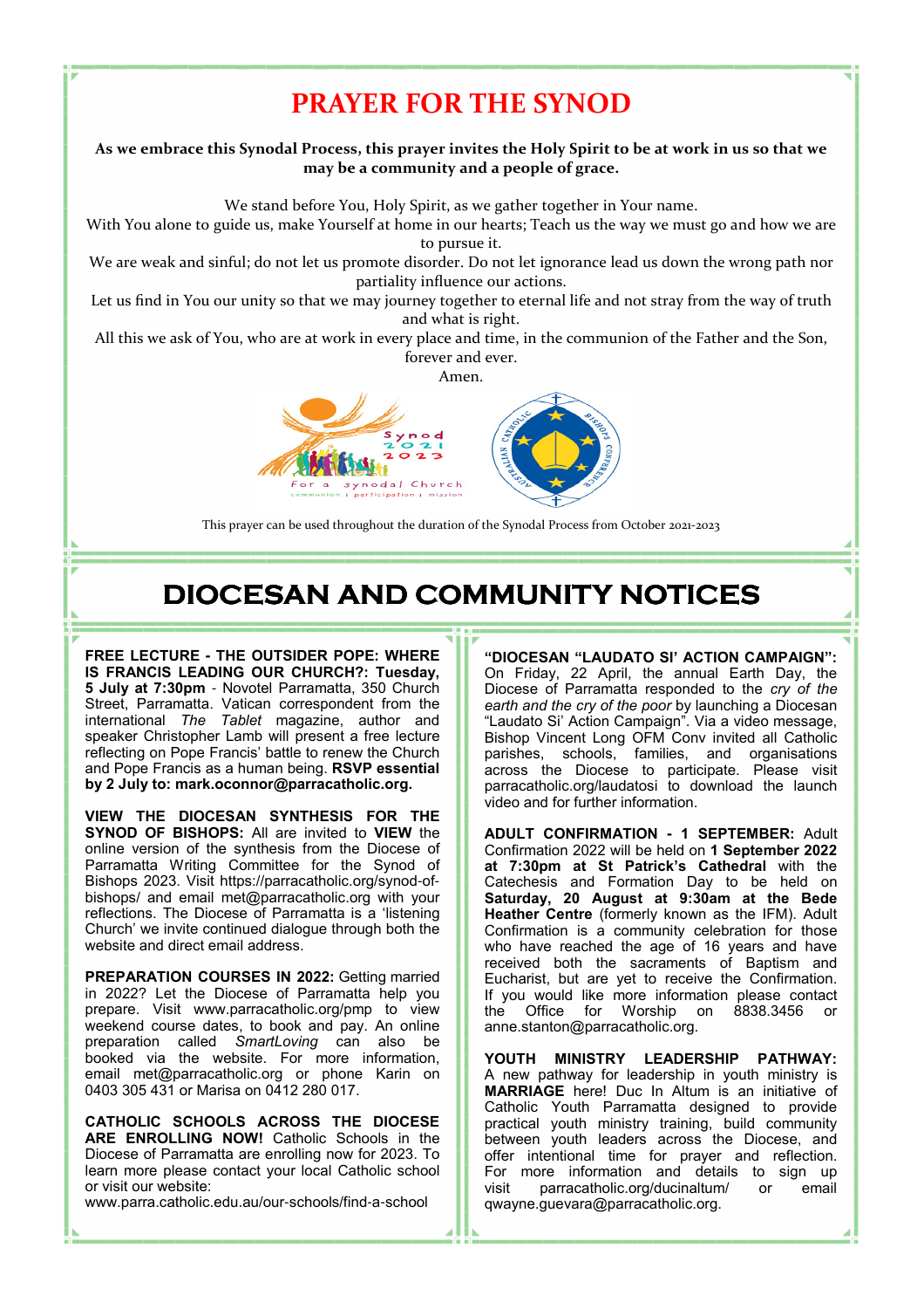# PRAYER FOR THE SYNOD

**As we embrace this Synodal Process, this prayer invites the Holy Spirit to be at work in us so that we may be a community and a people of grace.**

We stand before You, Holy Spirit, as we gather together in Your name.
With You alone to guide us, make Yourself at home in our hearts; Teach us the way we must go and how we are to pursue it.
We are weak and sinful; do not let us promote disorder. Do not let ignorance lead us down the wrong path nor partiality influence our actions.
Let us find in You our unity so that we may journey together to eternal life and not stray from the way of truth and what is right.
All this we ask of You, who are at work in every place and time, in the communion of the Father and the Son, forever and ever.
Amen.

Synod 2021 2023
For a synodal Church
communion | participation | mission

AUSTRALIAN CATHOLIC BISHOPS CONFERENCE

This prayer can be used throughout the duration of the Synodal Process from October 2021-2023

# DIOCESAN AND COMMUNITY NOTICES

**FREE LECTURE - THE OUTSIDER POPE: WHERE IS FRANCIS LEADING OUR CHURCH?: Tuesday, 5 July at 7:30pm** - Novotel Parramatta, 350 Church Street, Parramatta. Vatican correspondent from the international *The Tablet* magazine, author and speaker Christopher Lamb will present a free lecture reflecting on Pope Francis' battle to renew the Church and Pope Francis as a human being. **RSVP essential by 2 July to: mark.oconnor@parracatholic.org.**

**VIEW THE DIOCESAN SYNTHESIS FOR THE SYNOD OF BISHOPS:** All are invited to **VIEW** the online version of the synthesis from the Diocese of Parramatta Writing Committee for the Synod of Bishops 2023. Visit https://parracatholic.org/synod-of-bishops/ and email met@parracatholic.org with your reflections. The Diocese of Parramatta is a 'listening Church' we invite continued dialogue through both the website and direct email address.

**PREPARATION COURSES IN 2022:** Getting married in 2022? Let the Diocese of Parramatta help you prepare. Visit www.parracatholic.org/pmp to view weekend course dates, to book and pay. An online preparation called *SmartLoving* can also be booked via the website. For more information, email met@parracatholic.org or phone Karin on 0403 305 431 or Marisa on 0412 280 017.

**CATHOLIC SCHOOLS ACROSS THE DIOCESE ARE ENROLLING NOW!** Catholic Schools in the Diocese of Parramatta are enrolling now for 2023. To learn more please contact your local Catholic school or visit our website:
www.parra.catholic.edu.au/our-schools/find-a-school

**"DIOCESAN "LAUDATO SI' ACTION CAMPAIGN":** On Friday, 22 April, the annual Earth Day, the Diocese of Parramatta responded to the *cry of the earth and the cry of the poor* by launching a Diocesan "Laudato Si' Action Campaign". Via a video message, Bishop Vincent Long OFM Conv invited all Catholic parishes, schools, families, and organisations across the Diocese to participate. Please visit parracatholic.org/laudatosi to download the launch video and for further information.

**ADULT CONFIRMATION - 1 SEPTEMBER:** Adult Confirmation 2022 will be held on **1 September 2022 at 7:30pm at St Patrick's Cathedral** with the Catechesis and Formation Day to be held on **Saturday, 20 August at 9:30am at the Bede Heather Centre** (formerly known as the IFM). Adult Confirmation is a community celebration for those who have reached the age of 16 years and have received both the sacraments of Baptism and Eucharist, but are yet to receive the Confirmation. If you would like more information please contact the Office for Worship on 8838.3456 or anne.stanton@parracatholic.org.

**YOUTH MINISTRY LEADERSHIP PATHWAY:** A new pathway for leadership in youth ministry is **MARRIAGE** here! Duc In Altum is an initiative of Catholic Youth Parramatta designed to provide practical youth ministry training, build community between youth leaders across the Diocese, and offer intentional time for prayer and reflection. For more information and details to sign up visit parracatholic.org/ducinaltum/ or email qwayne.guevara@parracatholic.org.